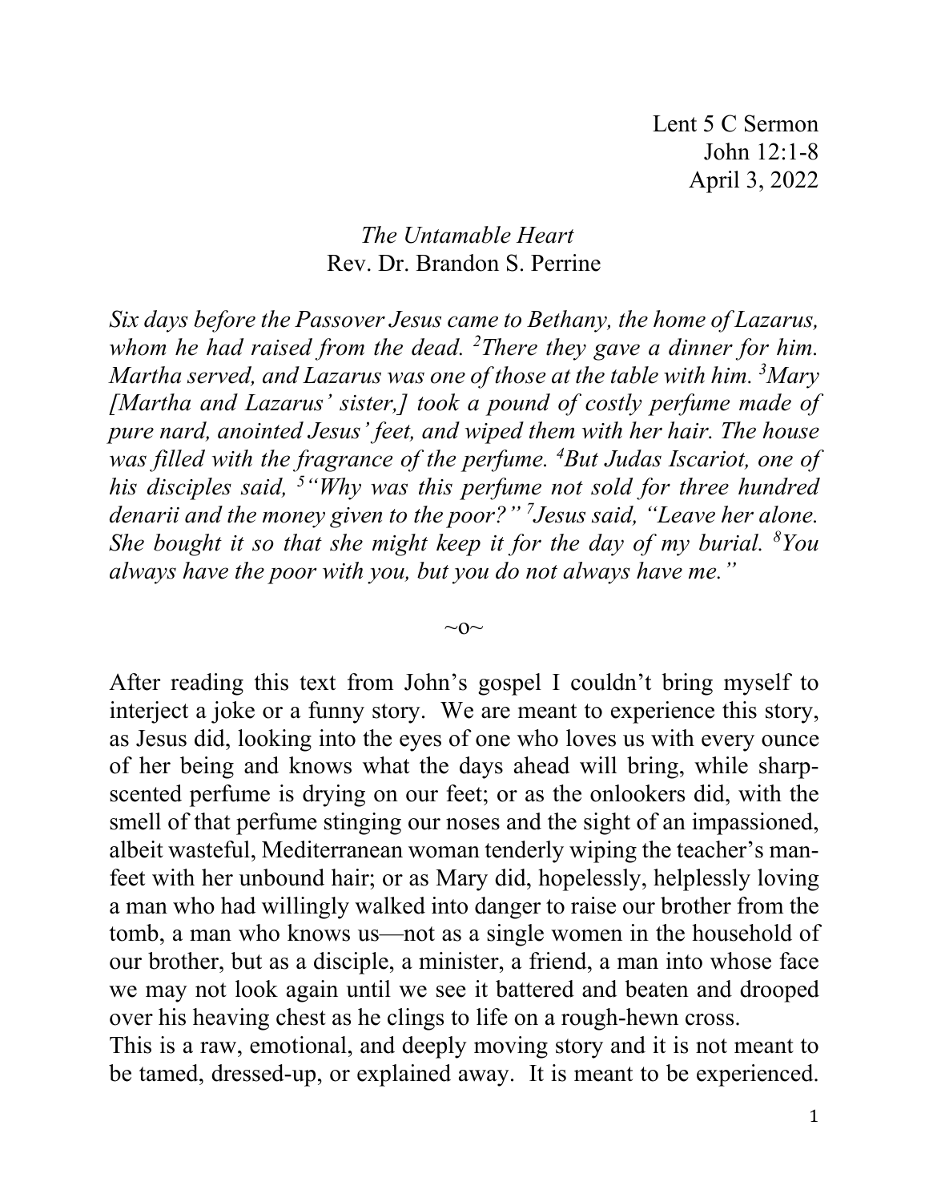Lent 5 C Sermon
John 12:1-8
April 3, 2022

*The Untamable Heart*
Rev. Dr. Brandon S. Perrine

*Six days before the Passover Jesus came to Bethany, the home of Lazarus, whom he had raised from the dead. [2]There they gave a dinner for him. Martha served, and Lazarus was one of those at the table with him. [3]Mary [Martha and Lazarus' sister,] took a pound of costly perfume made of pure nard, anointed Jesus' feet, and wiped them with her hair. The house was filled with the fragrance of the perfume. [4]But Judas Iscariot, one of his disciples said, [5]"Why was this perfume not sold for three hundred denarii and the money given to the poor?" [7]Jesus said, "Leave her alone. She bought it so that she might keep it for the day of my burial. [8]You always have the poor with you, but you do not always have me."*

~o~

After reading this text from John's gospel I couldn't bring myself to interject a joke or a funny story. We are meant to experience this story, as Jesus did, looking into the eyes of one who loves us with every ounce of her being and knows what the days ahead will bring, while sharp-scented perfume is drying on our feet; or as the onlookers did, with the smell of that perfume stinging our noses and the sight of an impassioned, albeit wasteful, Mediterranean woman tenderly wiping the teacher's man-feet with her unbound hair; or as Mary did, hopelessly, helplessly loving a man who had willingly walked into danger to raise our brother from the tomb, a man who knows us—not as a single women in the household of our brother, but as a disciple, a minister, a friend, a man into whose face we may not look again until we see it battered and beaten and drooped over his heaving chest as he clings to life on a rough-hewn cross.

This is a raw, emotional, and deeply moving story and it is not meant to be tamed, dressed-up, or explained away. It is meant to be experienced.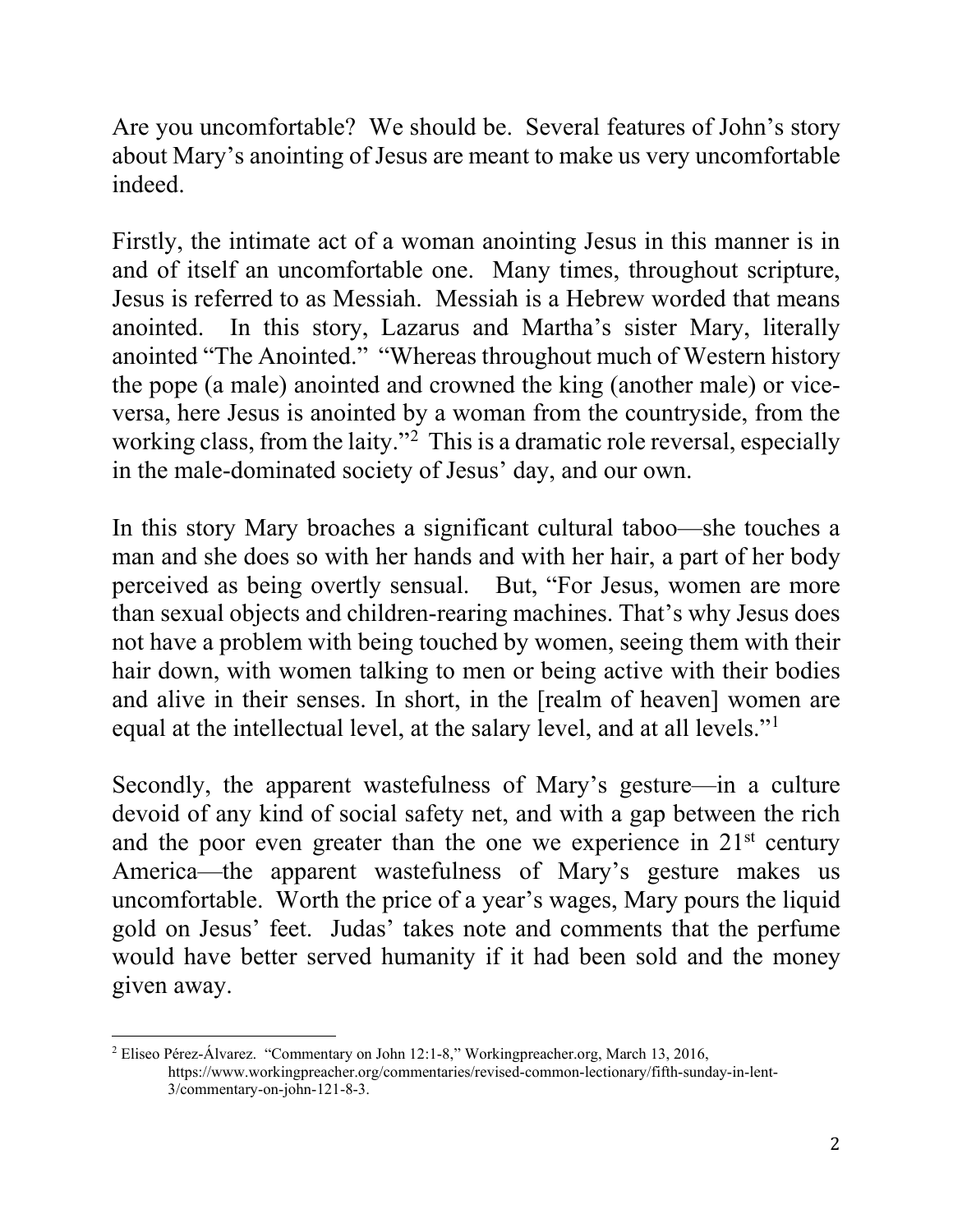Are you uncomfortable? We should be. Several features of John's story about Mary's anointing of Jesus are meant to make us very uncomfortable indeed.

Firstly, the intimate act of a woman anointing Jesus in this manner is in and of itself an uncomfortable one. Many times, throughout scripture, Jesus is referred to as Messiah. Messiah is a Hebrew worded that means anointed. In this story, Lazarus and Martha's sister Mary, literally anointed "The Anointed." "Whereas throughout much of Western history the pope (a male) anointed and crowned the king (another male) or vice-versa, here Jesus is anointed by a woman from the countryside, from the working class, from the laity."[2] This is a dramatic role reversal, especially in the male-dominated society of Jesus' day, and our own.

In this story Mary broaches a significant cultural taboo—she touches a man and she does so with her hands and with her hair, a part of her body perceived as being overtly sensual. But, "For Jesus, women are more than sexual objects and children-rearing machines. That's why Jesus does not have a problem with being touched by women, seeing them with their hair down, with women talking to men or being active with their bodies and alive in their senses. In short, in the [realm of heaven] women are equal at the intellectual level, at the salary level, and at all levels."[1]

Secondly, the apparent wastefulness of Mary's gesture—in a culture devoid of any kind of social safety net, and with a gap between the rich and the poor even greater than the one we experience in 21st century America—the apparent wastefulness of Mary's gesture makes us uncomfortable. Worth the price of a year's wages, Mary pours the liquid gold on Jesus' feet. Judas' takes note and comments that the perfume would have better served humanity if it had been sold and the money given away.

---

[2] Eliseo Pérez-Álvarez. "Commentary on John 12:1-8," Workingpreacher.org, March 13, 2016, https://www.workingpreacher.org/commentaries/revised-common-lectionary/fifth-sunday-in-lent-3/commentary-on-john-121-8-3.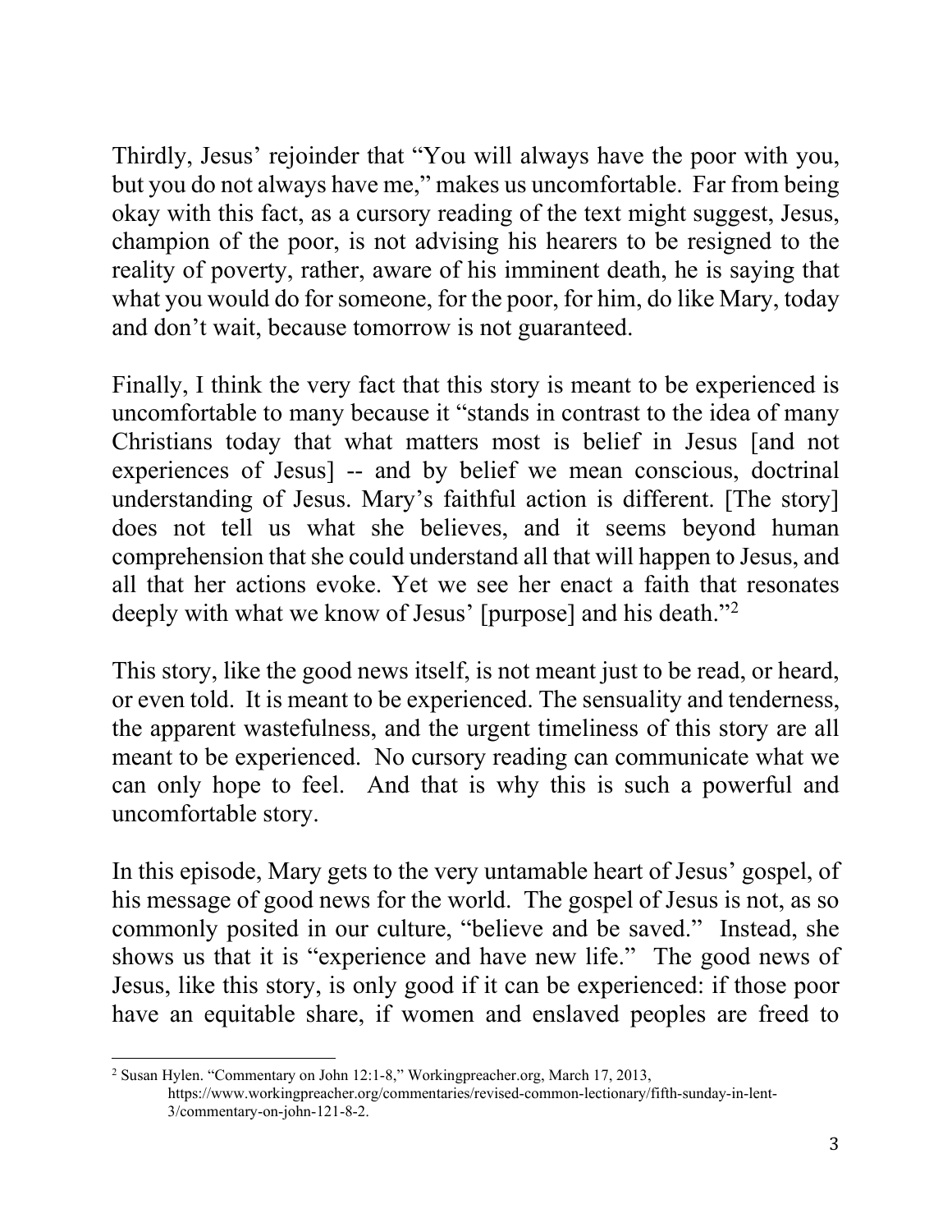Thirdly, Jesus' rejoinder that "You will always have the poor with you, but you do not always have me," makes us uncomfortable. Far from being okay with this fact, as a cursory reading of the text might suggest, Jesus, champion of the poor, is not advising his hearers to be resigned to the reality of poverty, rather, aware of his imminent death, he is saying that what you would do for someone, for the poor, for him, do like Mary, today and don't wait, because tomorrow is not guaranteed.

Finally, I think the very fact that this story is meant to be experienced is uncomfortable to many because it "stands in contrast to the idea of many Christians today that what matters most is belief in Jesus [and not experiences of Jesus] -- and by belief we mean conscious, doctrinal understanding of Jesus. Mary's faithful action is different. [The story] does not tell us what she believes, and it seems beyond human comprehension that she could understand all that will happen to Jesus, and all that her actions evoke. Yet we see her enact a faith that resonates deeply with what we know of Jesus' [purpose] and his death."[2]

This story, like the good news itself, is not meant just to be read, or heard, or even told. It is meant to be experienced. The sensuality and tenderness, the apparent wastefulness, and the urgent timeliness of this story are all meant to be experienced. No cursory reading can communicate what we can only hope to feel. And that is why this is such a powerful and uncomfortable story.

In this episode, Mary gets to the very untamable heart of Jesus' gospel, of his message of good news for the world. The gospel of Jesus is not, as so commonly posited in our culture, "believe and be saved." Instead, she shows us that it is "experience and have new life." The good news of Jesus, like this story, is only good if it can be experienced: if those poor have an equitable share, if women and enslaved peoples are freed to

---

[2] Susan Hylen. "Commentary on John 12:1-8," Workingpreacher.org, March 17, 2013, https://www.workingpreacher.org/commentaries/revised-common-lectionary/fifth-sunday-in-lent-3/commentary-on-john-121-8-2.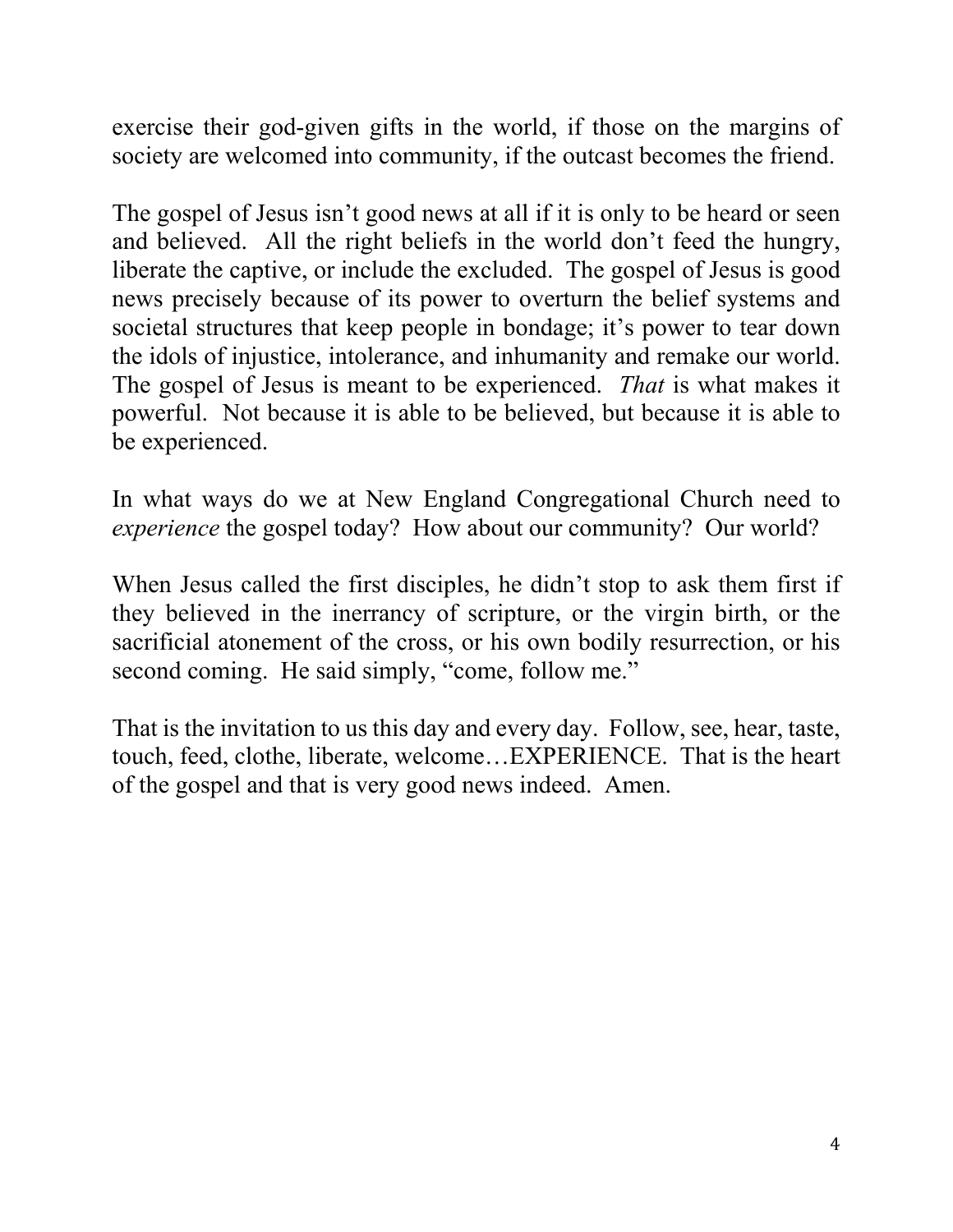exercise their god-given gifts in the world, if those on the margins of society are welcomed into community, if the outcast becomes the friend.

The gospel of Jesus isn't good news at all if it is only to be heard or seen and believed. All the right beliefs in the world don't feed the hungry, liberate the captive, or include the excluded. The gospel of Jesus is good news precisely because of its power to overturn the belief systems and societal structures that keep people in bondage; it's power to tear down the idols of injustice, intolerance, and inhumanity and remake our world. The gospel of Jesus is meant to be experienced. *That* is what makes it powerful. Not because it is able to be believed, but because it is able to be experienced.

In what ways do we at New England Congregational Church need to *experience* the gospel today? How about our community? Our world?

When Jesus called the first disciples, he didn't stop to ask them first if they believed in the inerrancy of scripture, or the virgin birth, or the sacrificial atonement of the cross, or his own bodily resurrection, or his second coming. He said simply, "come, follow me."

That is the invitation to us this day and every day. Follow, see, hear, taste, touch, feed, clothe, liberate, welcome…EXPERIENCE. That is the heart of the gospel and that is very good news indeed. Amen.